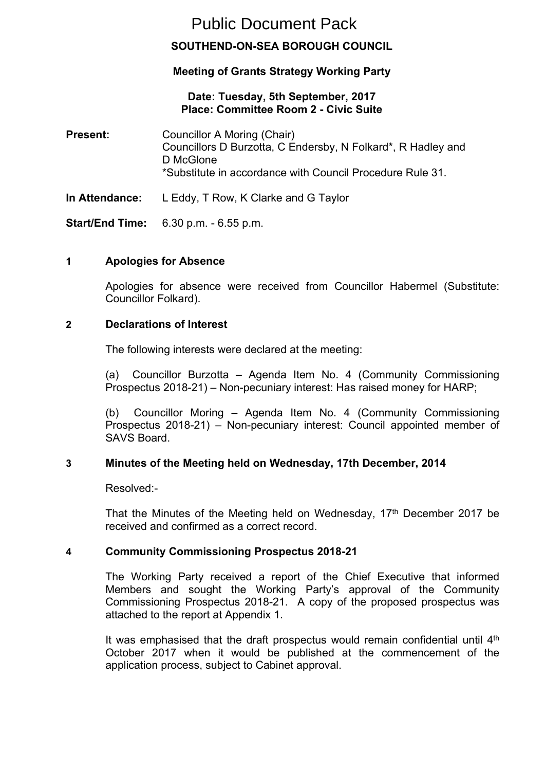# Public Document Pack

## SOUTHEND-ON-SEA BOROUGH COUNCIL

### Meeting of Grants Strategy Working Party

**Date: Tuesday, 5th September, 2017**
**Place: Committee Room 2 - Civic Suite**

**Present:** Councillor A Moring (Chair)
Councillors D Burzotta, C Endersby, N Folkard*, R Hadley and D McGlone
*Substitute in accordance with Council Procedure Rule 31.

**In Attendance:** L Eddy, T Row, K Clarke and G Taylor

**Start/End Time:** 6.30 p.m. - 6.55 p.m.

### 1 Apologies for Absence

Apologies for absence were received from Councillor Habermel (Substitute: Councillor Folkard).

### 2 Declarations of Interest

The following interests were declared at the meeting:

(a) Councillor Burzotta – Agenda Item No. 4 (Community Commissioning Prospectus 2018-21) – Non-pecuniary interest: Has raised money for HARP;

(b) Councillor Moring – Agenda Item No. 4 (Community Commissioning Prospectus 2018-21) – Non-pecuniary interest: Council appointed member of SAVS Board.

### 3 Minutes of the Meeting held on Wednesday, 17th December, 2014

Resolved:-

That the Minutes of the Meeting held on Wednesday, 17th December 2017 be received and confirmed as a correct record.

### 4 Community Commissioning Prospectus 2018-21

The Working Party received a report of the Chief Executive that informed Members and sought the Working Party's approval of the Community Commissioning Prospectus 2018-21. A copy of the proposed prospectus was attached to the report at Appendix 1.

It was emphasised that the draft prospectus would remain confidential until 4th October 2017 when it would be published at the commencement of the application process, subject to Cabinet approval.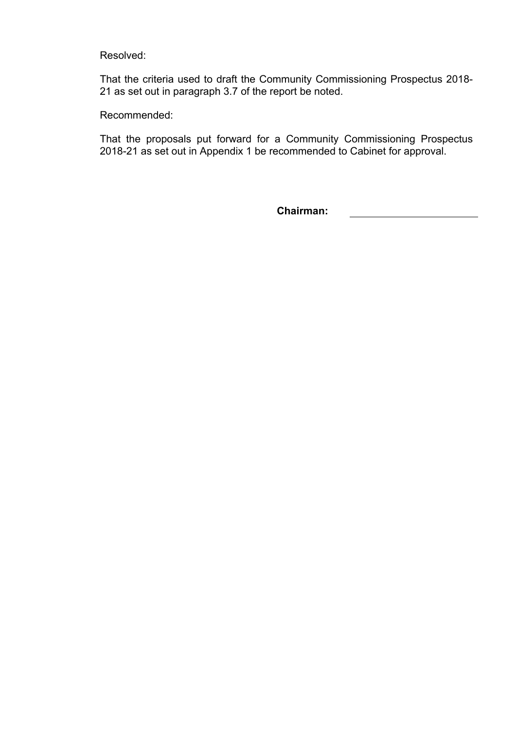Resolved:

That the criteria used to draft the Community Commissioning Prospectus 2018-21 as set out in paragraph 3.7 of the report be noted.

Recommended:

That the proposals put forward for a Community Commissioning Prospectus 2018-21 as set out in Appendix 1 be recommended to Cabinet for approval.

**Chairman:** ______________________